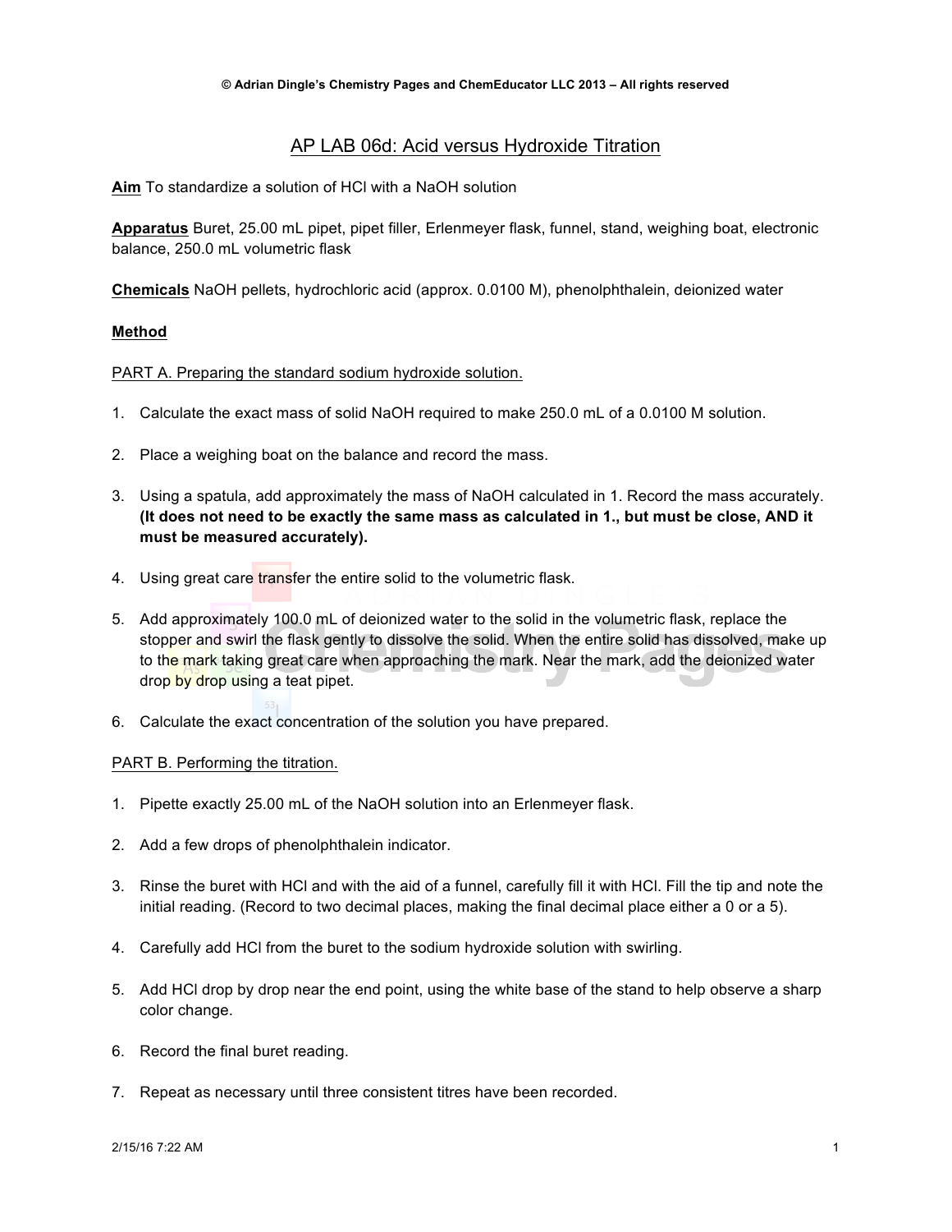© Adrian Dingle's Chemistry Pages and ChemEducator LLC 2013 – All rights reserved

# AP LAB 06d: Acid versus Hydroxide Titration

**Aim** To standardize a solution of HCl with a NaOH solution

**Apparatus** Buret, 25.00 mL pipet, pipet filler, Erlenmeyer flask, funnel, stand, weighing boat, electronic balance, 250.0 mL volumetric flask

**Chemicals** NaOH pellets, hydrochloric acid (approx. 0.0100 M), phenolphthalein, deionized water

## Method

PART A. Preparing the standard sodium hydroxide solution.

1. Calculate the exact mass of solid NaOH required to make 250.0 mL of a 0.0100 M solution.

2. Place a weighing boat on the balance and record the mass.

3. Using a spatula, add approximately the mass of NaOH calculated in 1. Record the mass accurately. **(It does not need to be exactly the same mass as calculated in 1., but must be close, AND it must be measured accurately).**

4. Using great care transfer the entire solid to the volumetric flask.

5. Add approximately 100.0 mL of deionized water to the solid in the volumetric flask, replace the stopper and swirl the flask gently to dissolve the solid. When the entire solid has dissolved, make up to the mark taking great care when approaching the mark. Near the mark, add the deionized water drop by drop using a teat pipet.

6. Calculate the exact concentration of the solution you have prepared.

PART B. Performing the titration.

1. Pipette exactly 25.00 mL of the NaOH solution into an Erlenmeyer flask.

2. Add a few drops of phenolphthalein indicator.

3. Rinse the buret with HCl and with the aid of a funnel, carefully fill it with HCl. Fill the tip and note the initial reading. (Record to two decimal places, making the final decimal place either a 0 or a 5).

4. Carefully add HCl from the buret to the sodium hydroxide solution with swirling.

5. Add HCl drop by drop near the end point, using the white base of the stand to help observe a sharp color change.

6. Record the final buret reading.

7. Repeat as necessary until three consistent titres have been recorded.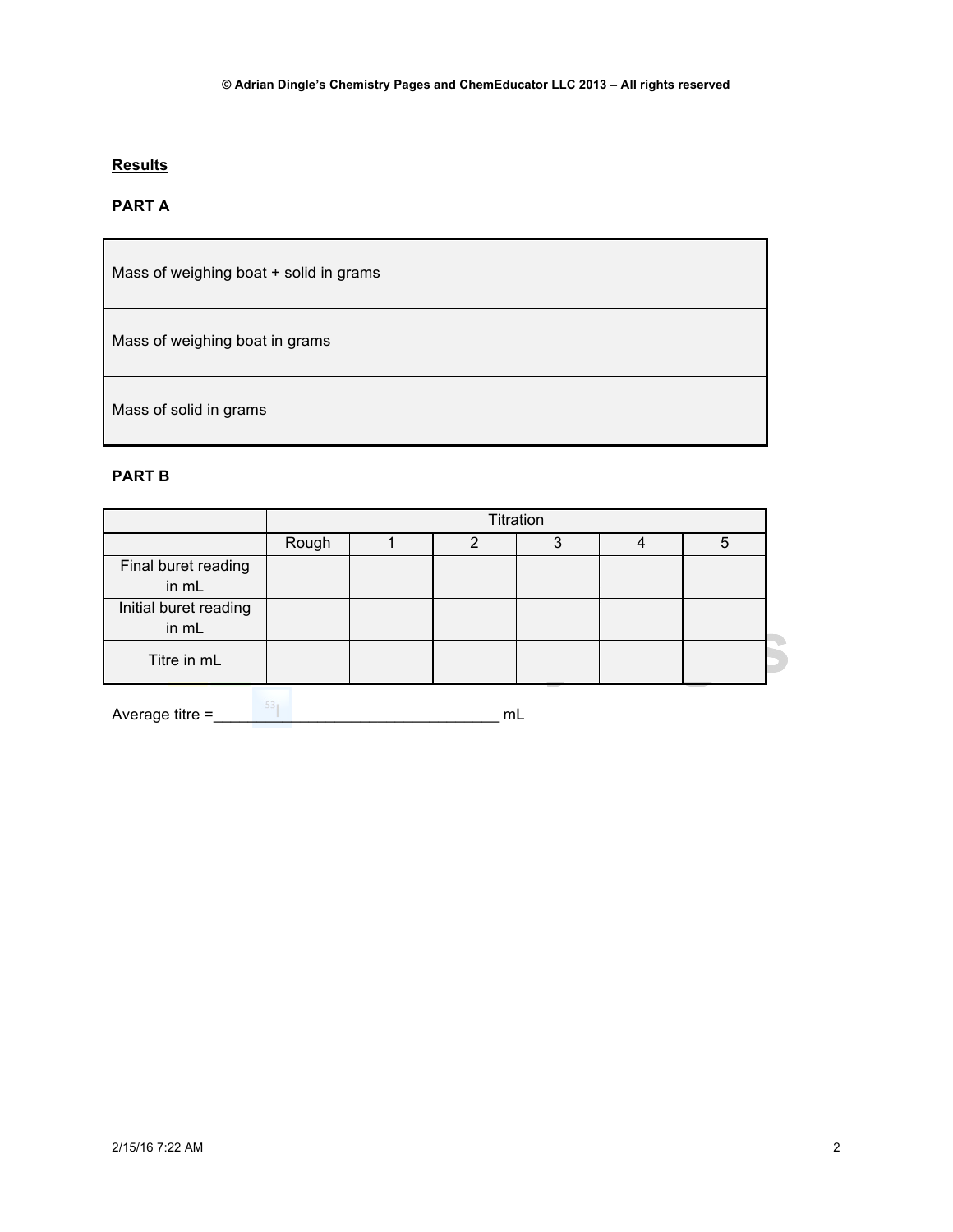**Results**

**PART A**

| | |
|---|---|
| Mass of weighing boat + solid in grams | |
| Mass of weighing boat in grams | |
| Mass of solid in grams | |

**PART B**

| | Titration | | | | | |
|---|---|---|---|---|---|---|
| | Rough | 1 | 2 | 3 | 4 | 5 |
| Final buret reading in mL | | | | | | |
| Initial buret reading in mL | | | | | | |
| Titre in mL | | | | | | |

Average titre =_________________________________ mL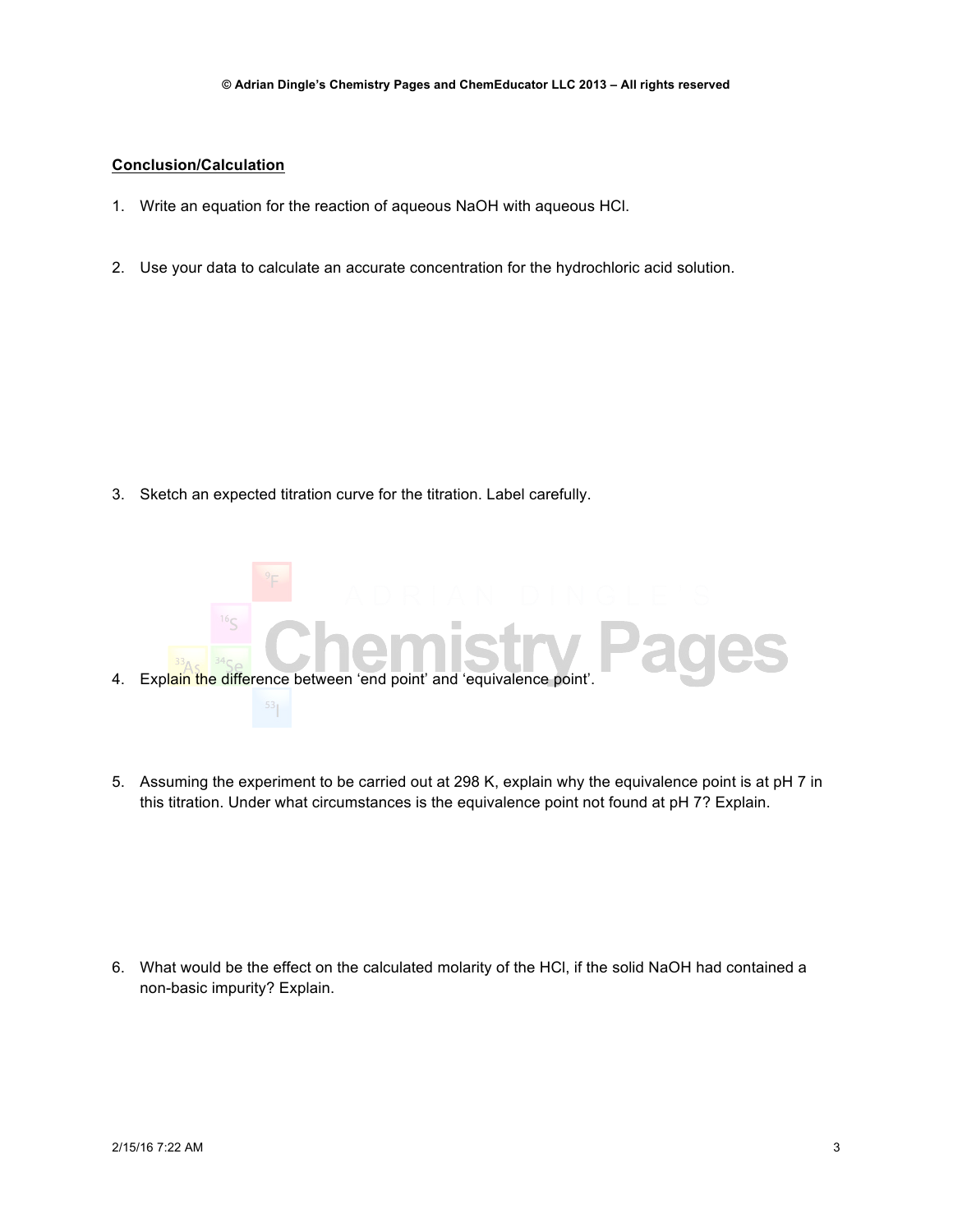**Conclusion/Calculation**

1. Write an equation for the reaction of aqueous NaOH with aqueous HCl.

2. Use your data to calculate an accurate concentration for the hydrochloric acid solution.

3. Sketch an expected titration curve for the titration. Label carefully.

4. Explain the difference between 'end point' and 'equivalence point'.

5. Assuming the experiment to be carried out at 298 K, explain why the equivalence point is at pH 7 in this titration. Under what circumstances is the equivalence point not found at pH 7? Explain.

6. What would be the effect on the calculated molarity of the HCl, if the solid NaOH had contained a non-basic impurity? Explain.